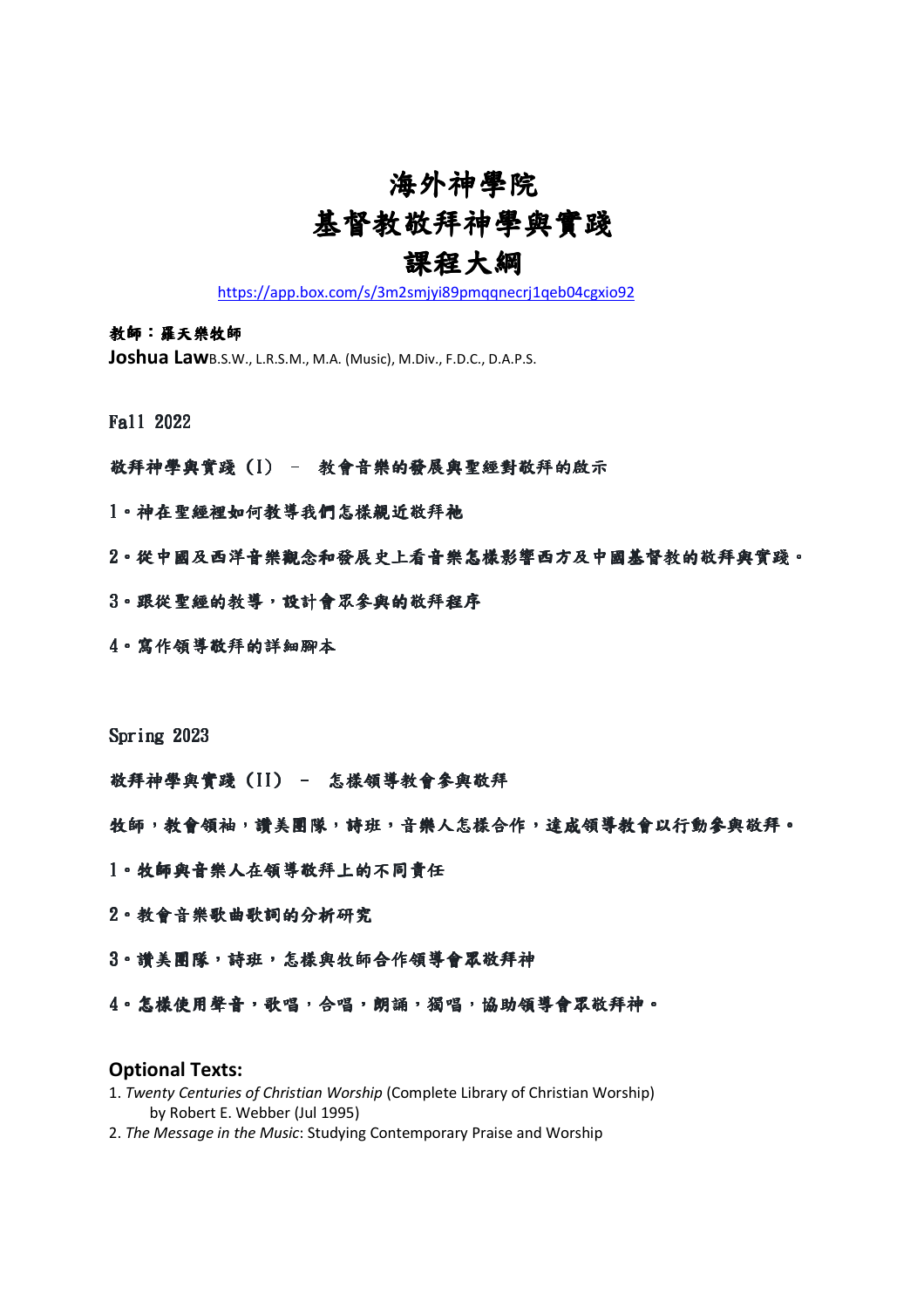# 海外神學院
# 基督教敬拜神學與實踐
# 課程大綱

https://app.box.com/s/3m2smjyi89pmqqnecrj1qeb04cgxio92

**教師：羅天樂牧師**
**Joshua Law** B.S.W., L.R.S.M., M.A. (Music), M.Div., F.D.C., D.A.P.S.

Fall 2022

**敬拜神學與實踐（I） – 教會音樂的發展與聖經對敬拜的啟示**

1。神在聖經裡如何教導我們怎樣親近敬拜祂

2。從中國及西洋音樂觀念和發展史上看音樂怎樣影響西方及中國基督教的敬拜與實踐。

3。跟從聖經的教導，設計會眾參與的敬拜程序

4。寫作領導敬拜的詳細腳本

Spring 2023

**敬拜神學與實踐（II） – 怎樣領導教會參與敬拜**

**牧師，教會領袖，讚美團隊，詩班，音樂人怎樣合作，達成領導教會以行動參與敬拜。**

1。牧師與音樂人在領導敬拜上的不同責任

2。教會音樂歌曲歌詞的分析研究

3。讚美團隊，詩班，怎樣與牧師合作領導會眾敬拜神

4。怎樣使用聲音，歌唱，合唱，朗誦，獨唱，協助領導會眾敬拜神。

## Optional Texts:

1. *Twenty Centuries of Christian Worship* (Complete Library of Christian Worship) by Robert E. Webber (Jul 1995)
2. *The Message in the Music*: Studying Contemporary Praise and Worship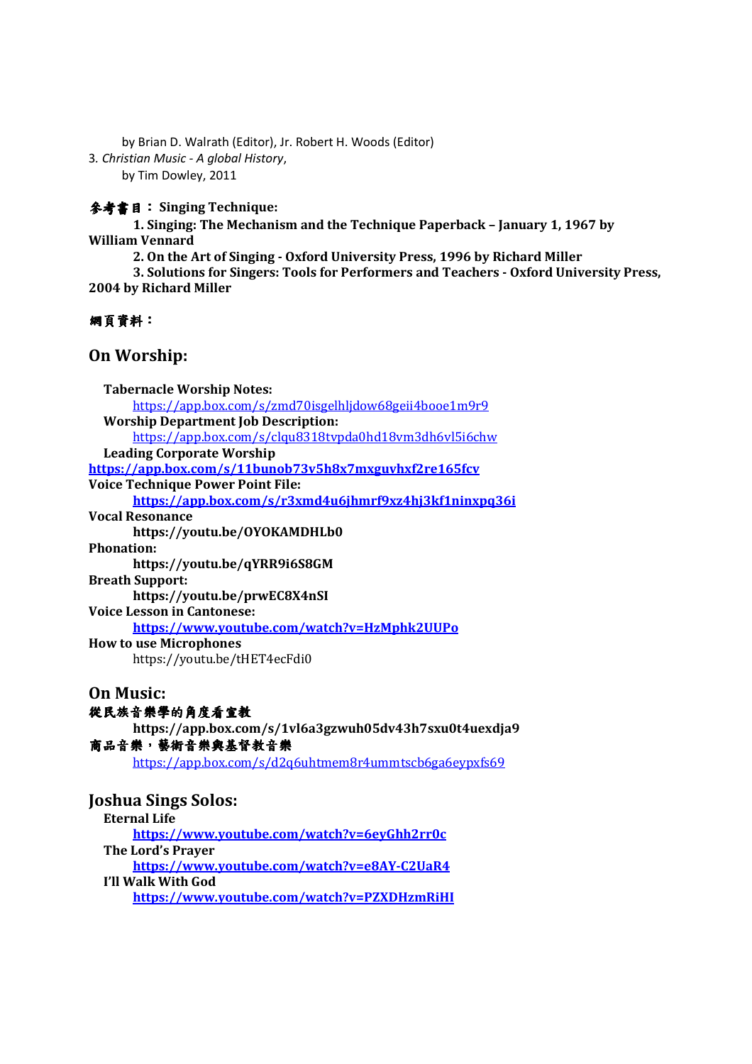by Brian D. Walrath (Editor), Jr. Robert H. Woods (Editor)

3. *Christian Music - A global History*,
by Tim Dowley, 2011

**参考書目： Singing Technique:**

**1. Singing: The Mechanism and the Technique Paperback – January 1, 1967 by William Vennard**

**2. On the Art of Singing - Oxford University Press, 1996 by Richard Miller**

**3. Solutions for Singers: Tools for Performers and Teachers - Oxford University Press, 2004 by Richard Miller**

**網頁資料：**

## On Worship:

**Tabernacle Worship Notes:**
https://app.box.com/s/zmd70isgelhljdow68geii4booe1m9r9

**Worship Department Job Description:**
https://app.box.com/s/clqu8318tvpda0hd18vm3dh6vl5i6chw

**Leading Corporate Worship**
**https://app.box.com/s/11bunob73v5h8x7mxguvhxf2re165fcv**

**Voice Technique Power Point File:**
**https://app.box.com/s/r3xmd4u6jhmrf9xz4hj3kf1ninxpq36i**

**Vocal Resonance**
**https://youtu.be/OYOKAMDHLb0**

**Phonation:**
**https://youtu.be/qYRR9i6S8GM**

**Breath Support:**
**https://youtu.be/prwEC8X4nSI**

**Voice Lesson in Cantonese:**
**https://www.youtube.com/watch?v=HzMphk2UUPo**

**How to use Microphones**
https://youtu.be/tHET4ecFdi0

## On Music:

**從民族音樂學的角度看宣教**
**https://app.box.com/s/1vl6a3gzwuh05dv43h7sxu0t4uexdja9**

**商品音樂，藝術音樂與基督教音樂**
https://app.box.com/s/d2q6uhtmem8r4ummtscb6ga6eypxfs69

## Joshua Sings Solos:

**Eternal Life**
**https://www.youtube.com/watch?v=6eyGhh2rr0c**

**The Lord's Prayer**
**https://www.youtube.com/watch?v=e8AY-C2UaR4**

**I'll Walk With God**
**https://www.youtube.com/watch?v=PZXDHzmRiHI**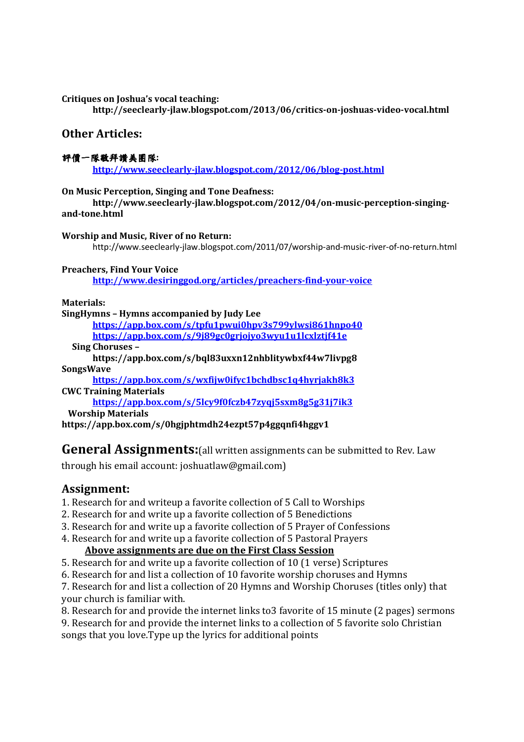**Critiques on Joshua's vocal teaching:**

**http://seeclearly-jlaw.blogspot.com/2013/06/critics-on-joshuas-video-vocal.html**

## Other Articles:

**評價一隊敬拜讚美團隊:**

**http://www.seeclearly-jlaw.blogspot.com/2012/06/blog-post.html**

**On Music Perception, Singing and Tone Deafness:**

**http://www.seeclearly-jlaw.blogspot.com/2012/04/on-music-perception-singing-and-tone.html**

**Worship and Music, River of no Return:**

http://www.seeclearly-jlaw.blogspot.com/2011/07/worship-and-music-river-of-no-return.html

**Preachers, Find Your Voice**

**http://www.desiringgod.org/articles/preachers-find-your-voice**

**Materials:**

**SingHymns – Hymns accompanied by Judy Lee**

**https://app.box.com/s/tpfu1pwui0hpv3s799ylwsi861hnpo40**

**https://app.box.com/s/9j89gc0grjojyo3wyu1u1lcxlztjf41e**

**Sing Choruses –**

**https://app.box.com/s/bql83uxxn12nhblitywbxf44w7livpg8**

**SongsWave**

**https://app.box.com/s/wxfijw0ifyc1bchdbsc1q4hyrjakh8k3**

**CWC Training Materials**

**https://app.box.com/s/5lcy9f0fczb47zyqj5sxm8g5g31j7ik3**

**Worship Materials**

**https://app.box.com/s/0hgjphtmdh24ezpt57p4ggqnfi4hggv1**

## General Assignments:(all written assignments can be submitted to Rev. Law through his email account: joshuatlaw@gmail.com)

### Assignment:

1. Research for and writeup a favorite collection of 5 Call to Worships
2. Research for and write up a favorite collection of 5 Benedictions
3. Research for and write up a favorite collection of 5 Prayer of Confessions
4. Research for and write up a favorite collection of 5 Pastoral Prayers

**Above assignments are due on the First Class Session**

5. Research for and write up a favorite collection of 10 (1 verse) Scriptures
6. Research for and list a collection of 10 favorite worship choruses and Hymns
7. Research for and list a collection of 20 Hymns and Worship Choruses (titles only) that your church is familiar with.
8. Research for and provide the internet links to3 favorite of 15 minute (2 pages) sermons
9. Research for and provide the internet links to a collection of 5 favorite solo Christian songs that you love.Type up the lyrics for additional points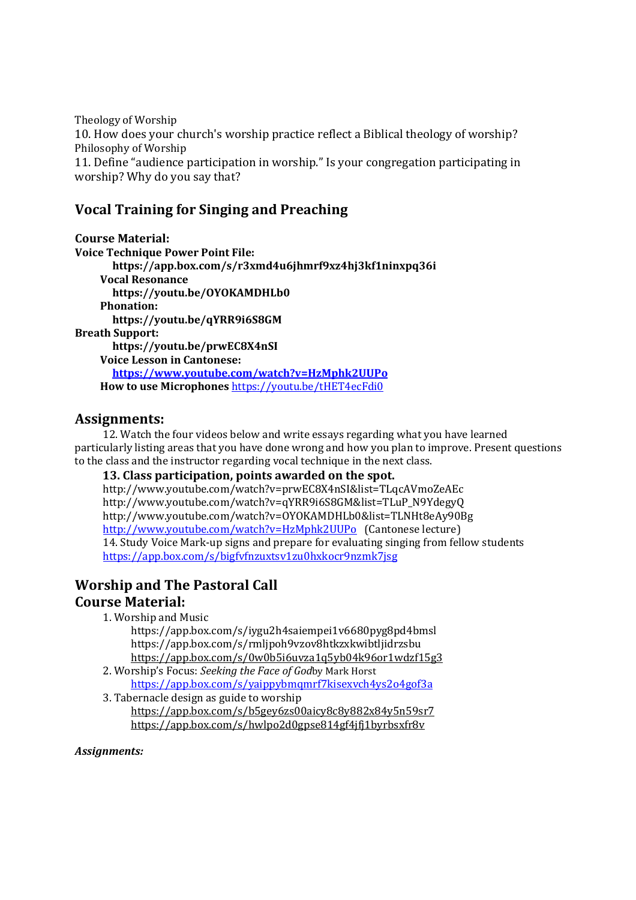Theology of Worship

10. How does your church's worship practice reflect a Biblical theology of worship?

Philosophy of Worship

11. Define "audience participation in worship." Is your congregation participating in worship? Why do you say that?

## Vocal Training for Singing and Preaching

**Course Material:**

**Voice Technique Power Point File:**

**https://app.box.com/s/r3xmd4u6jhmrf9xz4hj3kf1ninxpq36i**

**Vocal Resonance**

**https://youtu.be/OYOKAMDHLb0**

**Phonation:**

**https://youtu.be/qYRR9i6S8GM**

**Breath Support:**

**https://youtu.be/prwEC8X4nSI**

**Voice Lesson in Cantonese:**

**https://www.youtube.com/watch?v=HzMphk2UUPo**

**How to use Microphones** https://youtu.be/tHET4ecFdi0

## Assignments:

12. Watch the four videos below and write essays regarding what you have learned particularly listing areas that you have done wrong and how you plan to improve. Present questions to the class and the instructor regarding vocal technique in the next class.

**13. Class participation, points awarded on the spot.**

http://www.youtube.com/watch?v=prwEC8X4nSI&list=TLqcAVmoZeAEc
http://www.youtube.com/watch?v=qYRR9i6S8GM&list=TLuP_N9YdegyQ
http://www.youtube.com/watch?v=OYOKAMDHLb0&list=TLNHt8eAy90Bg
http://www.youtube.com/watch?v=HzMphk2UUPo (Cantonese lecture)

14. Study Voice Mark-up signs and prepare for evaluating singing from fellow students
https://app.box.com/s/bigfvfnzuxtsv1zu0hxkocr9nzmk7jsg

## Worship and The Pastoral Call

## Course Material:

1. Worship and Music
   https://app.box.com/s/iygu2h4saiempei1v6680pyg8pd4bmsl
   https://app.box.com/s/rmljpoh9vzov8htkzxkwibtljidrzsbu
   https://app.box.com/s/0w0b5i6uvza1q5yb04k96or1wdzf15g3
2. Worship's Focus: *Seeking the Face of God* by Mark Horst
   https://app.box.com/s/yaippybmqmrf7kisexvch4ys2o4gof3a
3. Tabernacle design as guide to worship
   https://app.box.com/s/b5gey6zs00aicy8c8y882x84y5n59sr7
   https://app.box.com/s/hwlpo2d0gpse814gf4jfj1byrbsxfr8v

***Assignments:***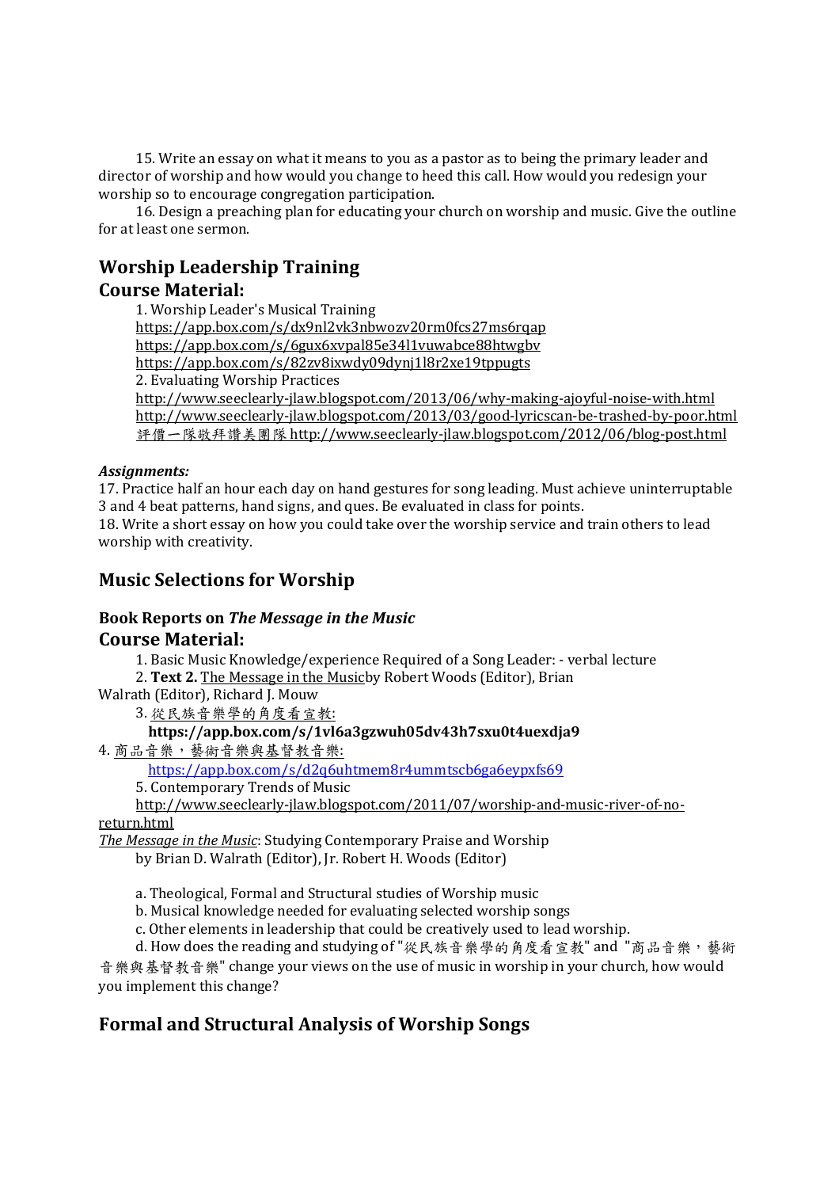15. Write an essay on what it means to you as a pastor as to being the primary leader and director of worship and how would you change to heed this call. How would you redesign your worship so to encourage congregation participation.

16. Design a preaching plan for educating your church on worship and music. Give the outline for at least one sermon.

## Worship Leadership Training

### Course Material:

1. Worship Leader's Musical Training
https://app.box.com/s/dx9nl2vk3nbwozv20rm0fcs27ms6rqap
https://app.box.com/s/6gux6xvpal85e34l1vuwabce88htwgbv
https://app.box.com/s/82zv8ixwdy09dynj1l8r2xe19tppugts
2. Evaluating Worship Practices
http://www.seeclearly-jlaw.blogspot.com/2013/06/why-making-ajoyful-noise-with.html
http://www.seeclearly-jlaw.blogspot.com/2013/03/good-lyricscan-be-trashed-by-poor.html
評價一隊敬拜讚美團隊 http://www.seeclearly-jlaw.blogspot.com/2012/06/blog-post.html

***Assignments:***

17. Practice half an hour each day on hand gestures for song leading. Must achieve uninterruptable 3 and 4 beat patterns, hand signs, and ques. Be evaluated in class for points.

18. Write a short essay on how you could take over the worship service and train others to lead worship with creativity.

## Music Selections for Worship

### Book Reports on *The Message in the Music*

### Course Material:

1. Basic Music Knowledge/experience Required of a Song Leader: - verbal lecture
2. **Text 2.** The Message in the Musicby Robert Woods (Editor), Brian Walrath (Editor), Richard J. Mouw
3. 從民族音樂學的角度看宣教:
**https://app.box.com/s/1vl6a3gzwuh05dv43h7sxu0t4uexdja9**
4. 商品音樂，藝術音樂與基督教音樂:
https://app.box.com/s/d2q6uhtmem8r4ummtscb6ga6eypxfs69
5. Contemporary Trends of Music
http://www.seeclearly-jlaw.blogspot.com/2011/07/worship-and-music-river-of-no-return.html

*The Message in the Music*: Studying Contemporary Praise and Worship
by Brian D. Walrath (Editor), Jr. Robert H. Woods (Editor)

a. Theological, Formal and Structural studies of Worship music
b. Musical knowledge needed for evaluating selected worship songs
c. Other elements in leadership that could be creatively used to lead worship.
d. How does the reading and studying of "從民族音樂學的角度看宣教" and "商品音樂，藝術音樂與基督教音樂" change your views on the use of music in worship in your church, how would you implement this change?

## Formal and Structural Analysis of Worship Songs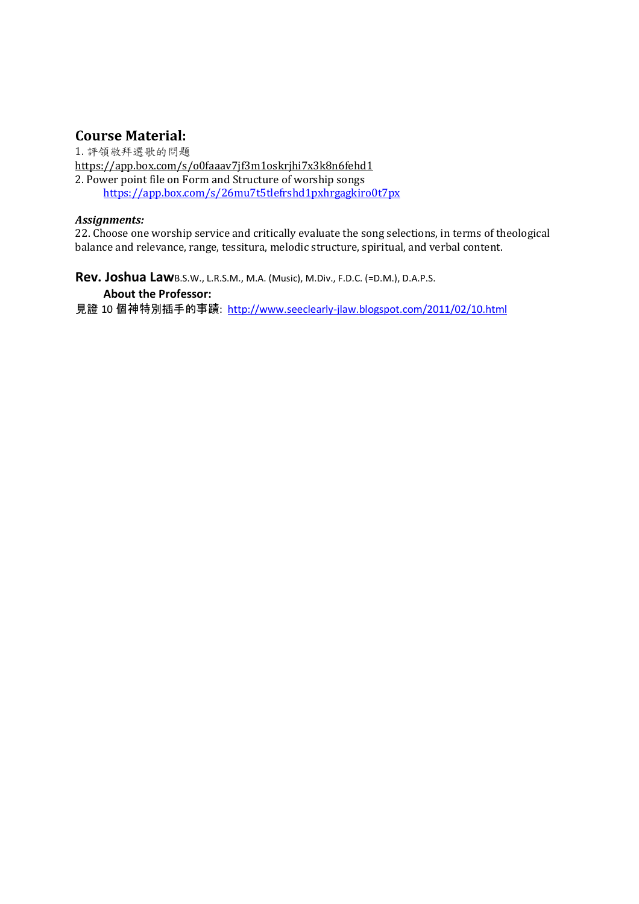## Course Material:

1. 評領敬拜選歌的問題
https://app.box.com/s/o0faaav7jf3m1oskrjhi7x3k8n6fehd1
2. Power point file on Form and Structure of worship songs
https://app.box.com/s/26mu7t5tlefrshd1pxhrgagkiro0t7px

***Assignments:***

22. Choose one worship service and critically evaluate the song selections, in terms of theological balance and relevance, range, tessitura, melodic structure, spiritual, and verbal content.

**Rev. Joshua Law** B.S.W., L.R.S.M., M.A. (Music), M.Div., F.D.C. (=D.M.), D.A.P.S.

**About the Professor:**

**見證 10 個神特別插手的事蹟**: http://www.seeclearly-jlaw.blogspot.com/2011/02/10.html